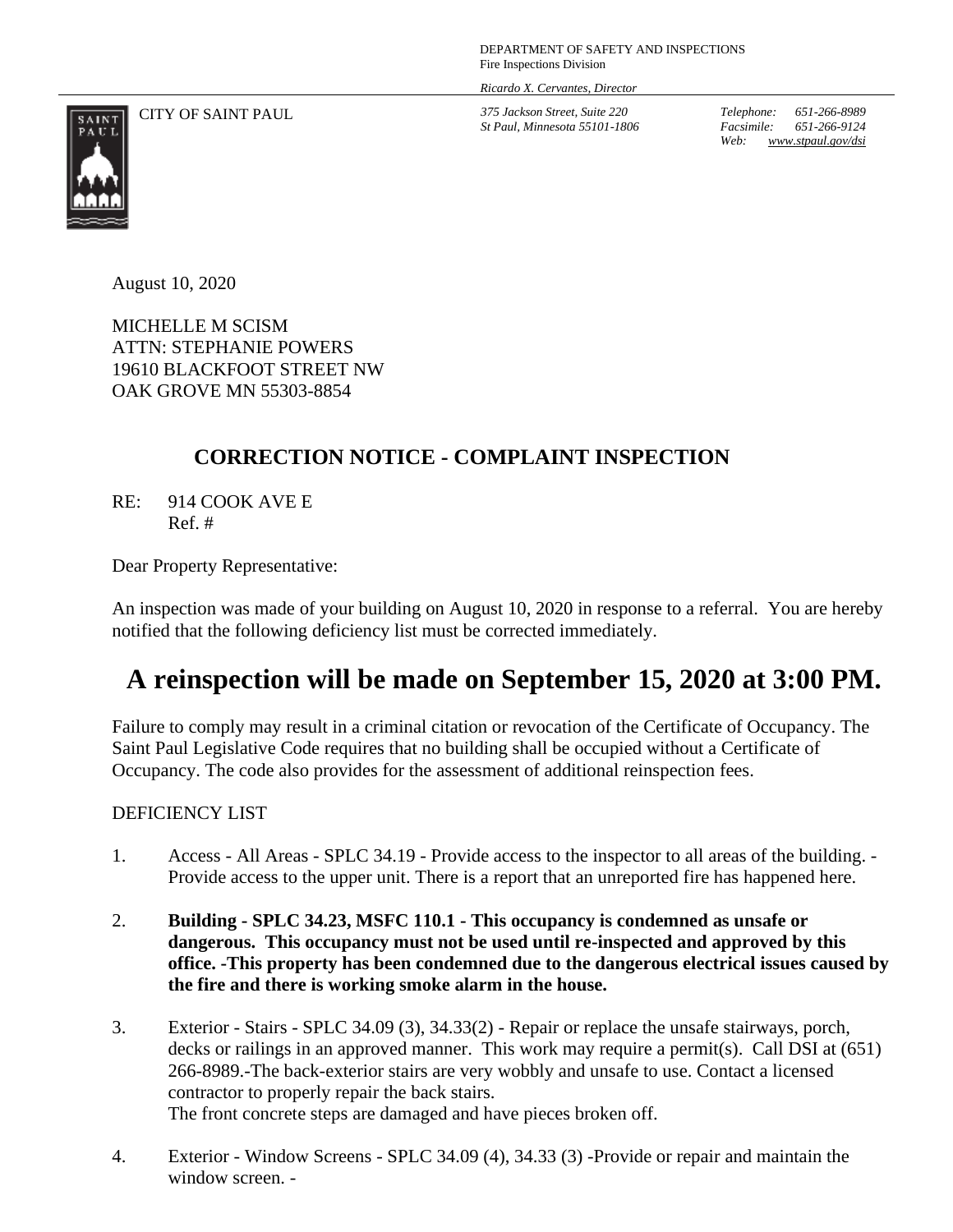DEPARTMENT OF SAFETY AND INSPECTIONS
Fire Inspections Division

*Ricardo X. Cervantes, Director*

CITY OF SAINT PAUL

*375 Jackson Street, Suite 220*
*St Paul, Minnesota 55101-1806*

*Telephone: 651-266-8989*
*Facsimile: 651-266-9124*
*Web: www.stpaul.gov/dsi*

August 10, 2020

MICHELLE M SCISM
ATTN: STEPHANIE POWERS
19610 BLACKFOOT STREET NW
OAK GROVE MN 55303-8854

## CORRECTION NOTICE - COMPLAINT INSPECTION

RE: 914 COOK AVE E
Ref. #

Dear Property Representative:

An inspection was made of your building on August 10, 2020 in response to a referral. You are hereby notified that the following deficiency list must be corrected immediately.

# A reinspection will be made on September 15, 2020 at 3:00 PM.

Failure to comply may result in a criminal citation or revocation of the Certificate of Occupancy. The Saint Paul Legislative Code requires that no building shall be occupied without a Certificate of Occupancy. The code also provides for the assessment of additional reinspection fees.

DEFICIENCY LIST

1. Access - All Areas - SPLC 34.19 - Provide access to the inspector to all areas of the building. - Provide access to the upper unit. There is a report that an unreported fire has happened here.

2. **Building - SPLC 34.23, MSFC 110.1 - This occupancy is condemned as unsafe or dangerous. This occupancy must not be used until re-inspected and approved by this office. -This property has been condemned due to the dangerous electrical issues caused by the fire and there is working smoke alarm in the house.**

3. Exterior - Stairs - SPLC 34.09 (3), 34.33(2) - Repair or replace the unsafe stairways, porch, decks or railings in an approved manner. This work may require a permit(s). Call DSI at (651) 266-8989.-The back-exterior stairs are very wobbly and unsafe to use. Contact a licensed contractor to properly repair the back stairs.
The front concrete steps are damaged and have pieces broken off.

4. Exterior - Window Screens - SPLC 34.09 (4), 34.33 (3) -Provide or repair and maintain the window screen. -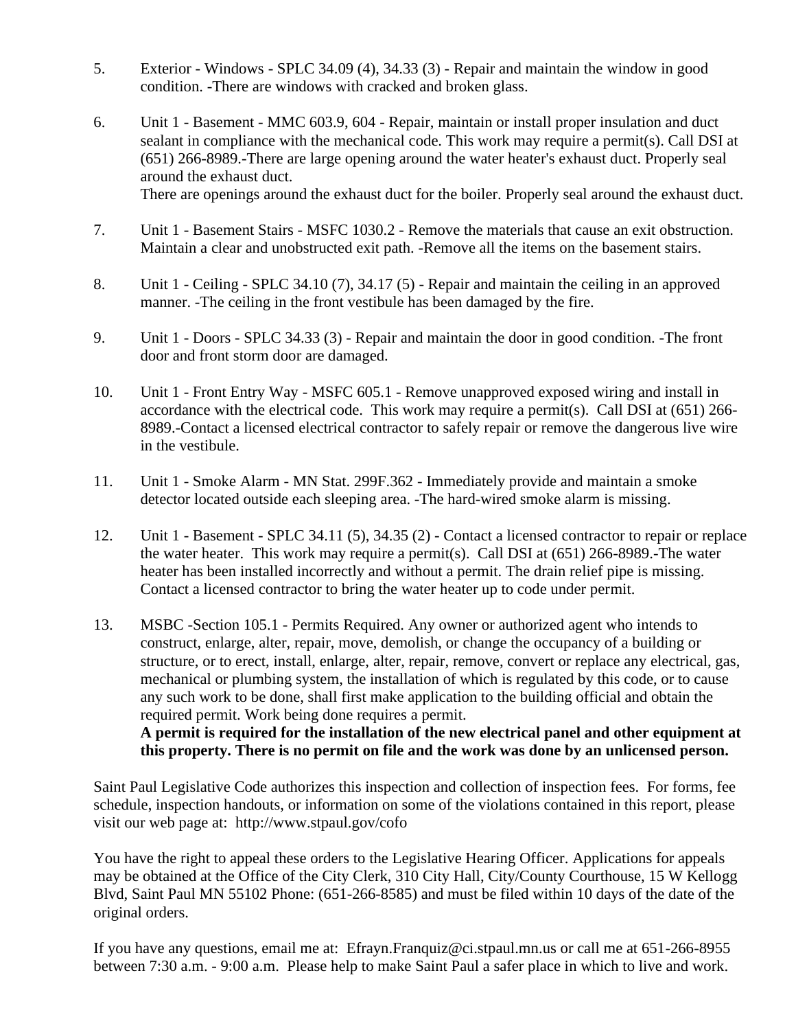5. Exterior - Windows - SPLC 34.09 (4), 34.33 (3) - Repair and maintain the window in good condition. -There are windows with cracked and broken glass.

6. Unit 1 - Basement - MMC 603.9, 604 - Repair, maintain or install proper insulation and duct sealant in compliance with the mechanical code. This work may require a permit(s). Call DSI at (651) 266-8989.-There are large opening around the water heater's exhaust duct. Properly seal around the exhaust duct.
   There are openings around the exhaust duct for the boiler. Properly seal around the exhaust duct.

7. Unit 1 - Basement Stairs - MSFC 1030.2 - Remove the materials that cause an exit obstruction. Maintain a clear and unobstructed exit path. -Remove all the items on the basement stairs.

8. Unit 1 - Ceiling - SPLC 34.10 (7), 34.17 (5) - Repair and maintain the ceiling in an approved manner. -The ceiling in the front vestibule has been damaged by the fire.

9. Unit 1 - Doors - SPLC 34.33 (3) - Repair and maintain the door in good condition. -The front door and front storm door are damaged.

10. Unit 1 - Front Entry Way - MSFC 605.1 - Remove unapproved exposed wiring and install in accordance with the electrical code. This work may require a permit(s). Call DSI at (651) 266-8989.-Contact a licensed electrical contractor to safely repair or remove the dangerous live wire in the vestibule.

11. Unit 1 - Smoke Alarm - MN Stat. 299F.362 - Immediately provide and maintain a smoke detector located outside each sleeping area. -The hard-wired smoke alarm is missing.

12. Unit 1 - Basement - SPLC 34.11 (5), 34.35 (2) - Contact a licensed contractor to repair or replace the water heater. This work may require a permit(s). Call DSI at (651) 266-8989.-The water heater has been installed incorrectly and without a permit. The drain relief pipe is missing. Contact a licensed contractor to bring the water heater up to code under permit.

13. MSBC -Section 105.1 - Permits Required. Any owner or authorized agent who intends to construct, enlarge, alter, repair, move, demolish, or change the occupancy of a building or structure, or to erect, install, enlarge, alter, repair, remove, convert or replace any electrical, gas, mechanical or plumbing system, the installation of which is regulated by this code, or to cause any such work to be done, shall first make application to the building official and obtain the required permit. Work being done requires a permit.
   **A permit is required for the installation of the new electrical panel and other equipment at this property. There is no permit on file and the work was done by an unlicensed person.**

Saint Paul Legislative Code authorizes this inspection and collection of inspection fees. For forms, fee schedule, inspection handouts, or information on some of the violations contained in this report, please visit our web page at: http://www.stpaul.gov/cofo

You have the right to appeal these orders to the Legislative Hearing Officer. Applications for appeals may be obtained at the Office of the City Clerk, 310 City Hall, City/County Courthouse, 15 W Kellogg Blvd, Saint Paul MN 55102 Phone: (651-266-8585) and must be filed within 10 days of the date of the original orders.

If you have any questions, email me at: Efrayn.Franquiz@ci.stpaul.mn.us or call me at 651-266-8955 between 7:30 a.m. - 9:00 a.m. Please help to make Saint Paul a safer place in which to live and work.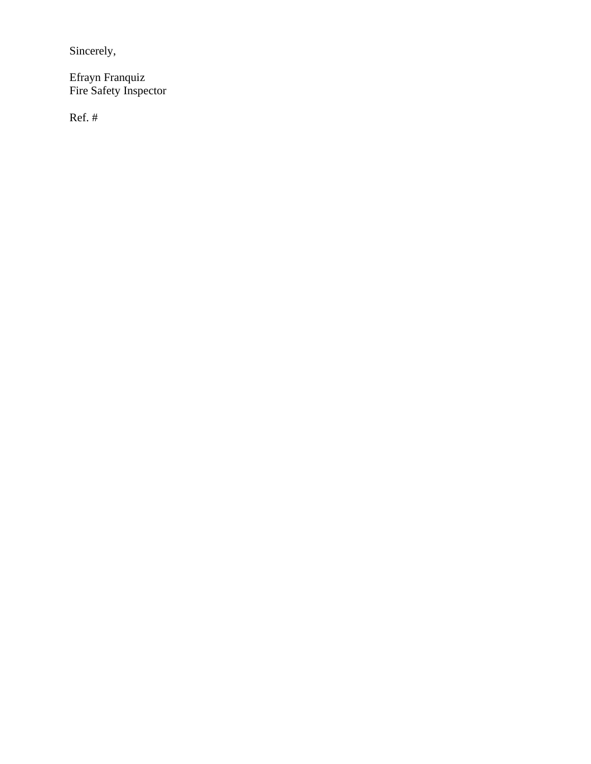Sincerely,

Efrayn Franquiz
Fire Safety Inspector

Ref. #